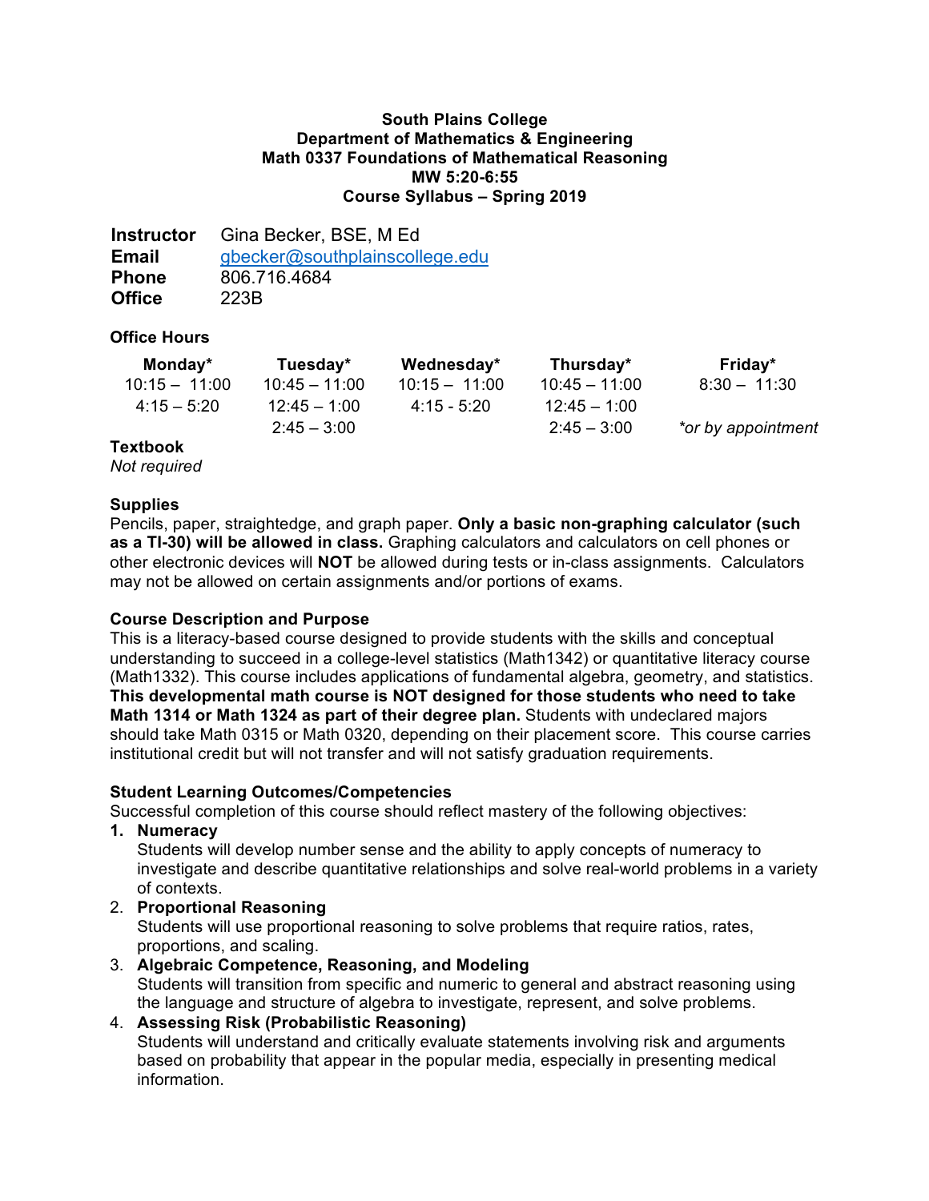**South Plains College**
**Department of Mathematics & Engineering**
**Math 0337 Foundations of Mathematical Reasoning**
**MW 5:20-6:55**
**Course Syllabus – Spring 2019**

**Instructor** Gina Becker, BSE, M Ed
**Email** gbecker@southplainscollege.edu
**Phone** 806.716.4684
**Office** 223B

**Office Hours**

| Monday* | Tuesday* | Wednesday* | Thursday* | Friday* |
|---|---|---|---|---|
| 10:15 – 11:00 | 10:45 – 11:00 | 10:15 – 11:00 | 10:45 – 11:00 | 8:30 – 11:30 |
| 4:15 – 5:20 | 12:45 – 1:00 | 4:15 - 5:20 | 12:45 – 1:00 | |
| | 2:45 – 3:00 | | 2:45 – 3:00 | *\*or by appointment* |

**Textbook**
*Not required*

**Supplies**
Pencils, paper, straightedge, and graph paper. **Only a basic non-graphing calculator (such as a TI-30) will be allowed in class.** Graphing calculators and calculators on cell phones or other electronic devices will **NOT** be allowed during tests or in-class assignments. Calculators may not be allowed on certain assignments and/or portions of exams.

**Course Description and Purpose**
This is a literacy-based course designed to provide students with the skills and conceptual understanding to succeed in a college-level statistics (Math1342) or quantitative literacy course (Math1332). This course includes applications of fundamental algebra, geometry, and statistics. **This developmental math course is NOT designed for those students who need to take Math 1314 or Math 1324 as part of their degree plan.** Students with undeclared majors should take Math 0315 or Math 0320, depending on their placement score. This course carries institutional credit but will not transfer and will not satisfy graduation requirements.

**Student Learning Outcomes/Competencies**
Successful completion of this course should reflect mastery of the following objectives:

1. **Numeracy**
   Students will develop number sense and the ability to apply concepts of numeracy to investigate and describe quantitative relationships and solve real-world problems in a variety of contexts.
2. **Proportional Reasoning**
   Students will use proportional reasoning to solve problems that require ratios, rates, proportions, and scaling.
3. **Algebraic Competence, Reasoning, and Modeling**
   Students will transition from specific and numeric to general and abstract reasoning using the language and structure of algebra to investigate, represent, and solve problems.
4. **Assessing Risk (Probabilistic Reasoning)**
   Students will understand and critically evaluate statements involving risk and arguments based on probability that appear in the popular media, especially in presenting medical information.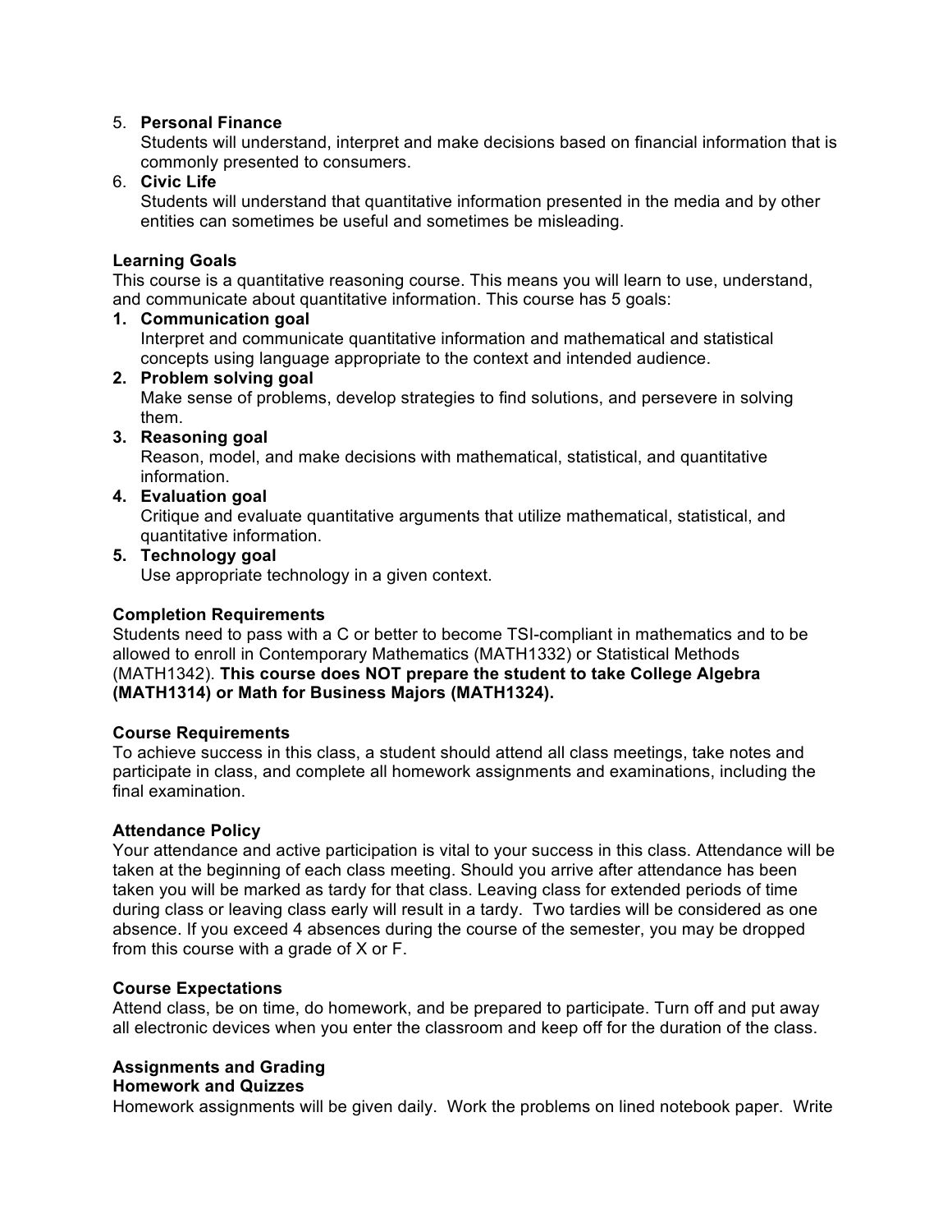5. **Personal Finance**
   Students will understand, interpret and make decisions based on financial information that is commonly presented to consumers.
6. **Civic Life**
   Students will understand that quantitative information presented in the media and by other entities can sometimes be useful and sometimes be misleading.

**Learning Goals**

This course is a quantitative reasoning course. This means you will learn to use, understand, and communicate about quantitative information. This course has 5 goals:

1. **Communication goal**
   Interpret and communicate quantitative information and mathematical and statistical concepts using language appropriate to the context and intended audience.
2. **Problem solving goal**
   Make sense of problems, develop strategies to find solutions, and persevere in solving them.
3. **Reasoning goal**
   Reason, model, and make decisions with mathematical, statistical, and quantitative information.
4. **Evaluation goal**
   Critique and evaluate quantitative arguments that utilize mathematical, statistical, and quantitative information.
5. **Technology goal**
   Use appropriate technology in a given context.

**Completion Requirements**

Students need to pass with a C or better to become TSI-compliant in mathematics and to be allowed to enroll in Contemporary Mathematics (MATH1332) or Statistical Methods (MATH1342). **This course does NOT prepare the student to take College Algebra (MATH1314) or Math for Business Majors (MATH1324).**

**Course Requirements**

To achieve success in this class, a student should attend all class meetings, take notes and participate in class, and complete all homework assignments and examinations, including the final examination.

**Attendance Policy**

Your attendance and active participation is vital to your success in this class. Attendance will be taken at the beginning of each class meeting. Should you arrive after attendance has been taken you will be marked as tardy for that class. Leaving class for extended periods of time during class or leaving class early will result in a tardy. Two tardies will be considered as one absence. If you exceed 4 absences during the course of the semester, you may be dropped from this course with a grade of X or F.

**Course Expectations**

Attend class, be on time, do homework, and be prepared to participate. Turn off and put away all electronic devices when you enter the classroom and keep off for the duration of the class.

**Assignments and Grading**

**Homework and Quizzes**

Homework assignments will be given daily. Work the problems on lined notebook paper. Write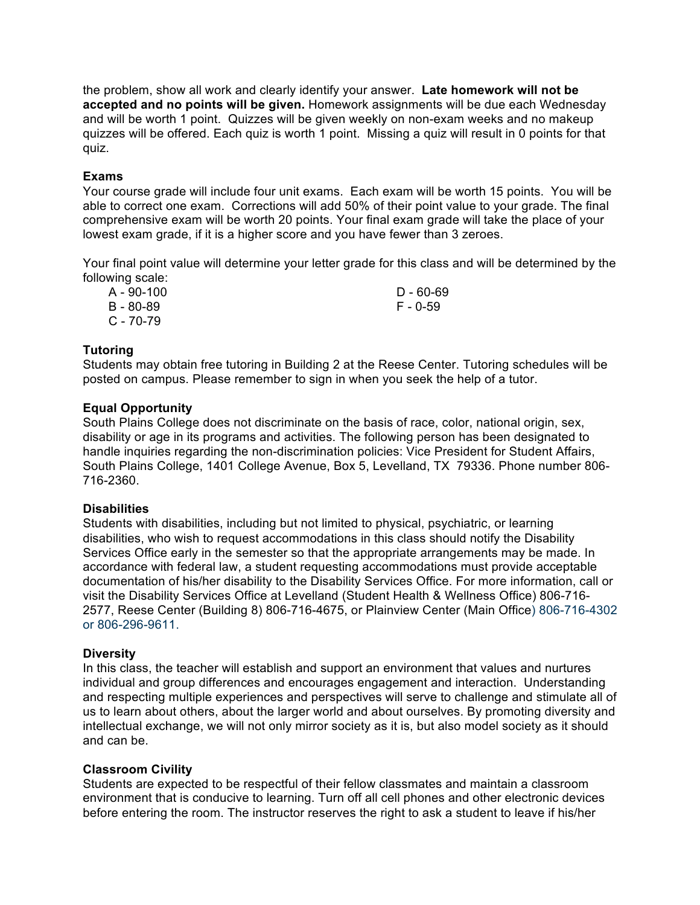the problem, show all work and clearly identify your answer. **Late homework will not be accepted and no points will be given.** Homework assignments will be due each Wednesday and will be worth 1 point. Quizzes will be given weekly on non-exam weeks and no makeup quizzes will be offered. Each quiz is worth 1 point. Missing a quiz will result in 0 points for that quiz.

**Exams**

Your course grade will include four unit exams. Each exam will be worth 15 points. You will be able to correct one exam. Corrections will add 50% of their point value to your grade. The final comprehensive exam will be worth 20 points. Your final exam grade will take the place of your lowest exam grade, if it is a higher score and you have fewer than 3 zeroes.

Your final point value will determine your letter grade for this class and will be determined by the following scale:

- A - 90-100
- B - 80-89
- C - 70-79
- D - 60-69
- F - 0-59

**Tutoring**

Students may obtain free tutoring in Building 2 at the Reese Center. Tutoring schedules will be posted on campus. Please remember to sign in when you seek the help of a tutor.

**Equal Opportunity**

South Plains College does not discriminate on the basis of race, color, national origin, sex, disability or age in its programs and activities. The following person has been designated to handle inquiries regarding the non-discrimination policies: Vice President for Student Affairs, South Plains College, 1401 College Avenue, Box 5, Levelland, TX 79336. Phone number 806-716-2360.

**Disabilities**

Students with disabilities, including but not limited to physical, psychiatric, or learning disabilities, who wish to request accommodations in this class should notify the Disability Services Office early in the semester so that the appropriate arrangements may be made. In accordance with federal law, a student requesting accommodations must provide acceptable documentation of his/her disability to the Disability Services Office. For more information, call or visit the Disability Services Office at Levelland (Student Health & Wellness Office) 806-716-2577, Reese Center (Building 8) 806-716-4675, or Plainview Center (Main Office) 806-716-4302 or 806-296-9611.

**Diversity**

In this class, the teacher will establish and support an environment that values and nurtures individual and group differences and encourages engagement and interaction. Understanding and respecting multiple experiences and perspectives will serve to challenge and stimulate all of us to learn about others, about the larger world and about ourselves. By promoting diversity and intellectual exchange, we will not only mirror society as it is, but also model society as it should and can be.

**Classroom Civility**

Students are expected to be respectful of their fellow classmates and maintain a classroom environment that is conducive to learning. Turn off all cell phones and other electronic devices before entering the room. The instructor reserves the right to ask a student to leave if his/her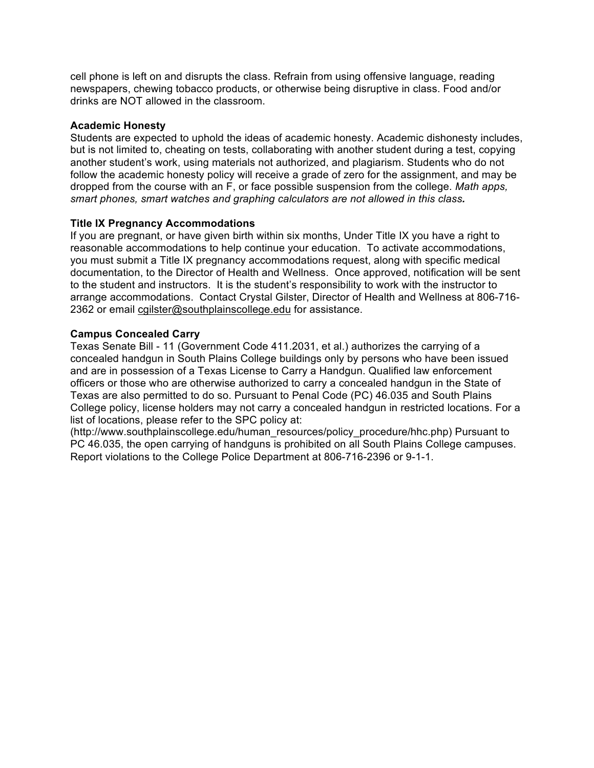cell phone is left on and disrupts the class. Refrain from using offensive language, reading newspapers, chewing tobacco products, or otherwise being disruptive in class. Food and/or drinks are NOT allowed in the classroom.

**Academic Honesty**

Students are expected to uphold the ideas of academic honesty. Academic dishonesty includes, but is not limited to, cheating on tests, collaborating with another student during a test, copying another student's work, using materials not authorized, and plagiarism. Students who do not follow the academic honesty policy will receive a grade of zero for the assignment, and may be dropped from the course with an F, or face possible suspension from the college. *Math apps, smart phones, smart watches and graphing calculators are not allowed in this class.*

**Title IX Pregnancy Accommodations**

If you are pregnant, or have given birth within six months, Under Title IX you have a right to reasonable accommodations to help continue your education. To activate accommodations, you must submit a Title IX pregnancy accommodations request, along with specific medical documentation, to the Director of Health and Wellness. Once approved, notification will be sent to the student and instructors. It is the student's responsibility to work with the instructor to arrange accommodations. Contact Crystal Gilster, Director of Health and Wellness at 806-716-2362 or email cgilster@southplainscollege.edu for assistance.

**Campus Concealed Carry**

Texas Senate Bill - 11 (Government Code 411.2031, et al.) authorizes the carrying of a concealed handgun in South Plains College buildings only by persons who have been issued and are in possession of a Texas License to Carry a Handgun. Qualified law enforcement officers or those who are otherwise authorized to carry a concealed handgun in the State of Texas are also permitted to do so. Pursuant to Penal Code (PC) 46.035 and South Plains College policy, license holders may not carry a concealed handgun in restricted locations. For a list of locations, please refer to the SPC policy at:
(http://www.southplainscollege.edu/human_resources/policy_procedure/hhc.php) Pursuant to PC 46.035, the open carrying of handguns is prohibited on all South Plains College campuses. Report violations to the College Police Department at 806-716-2396 or 9-1-1.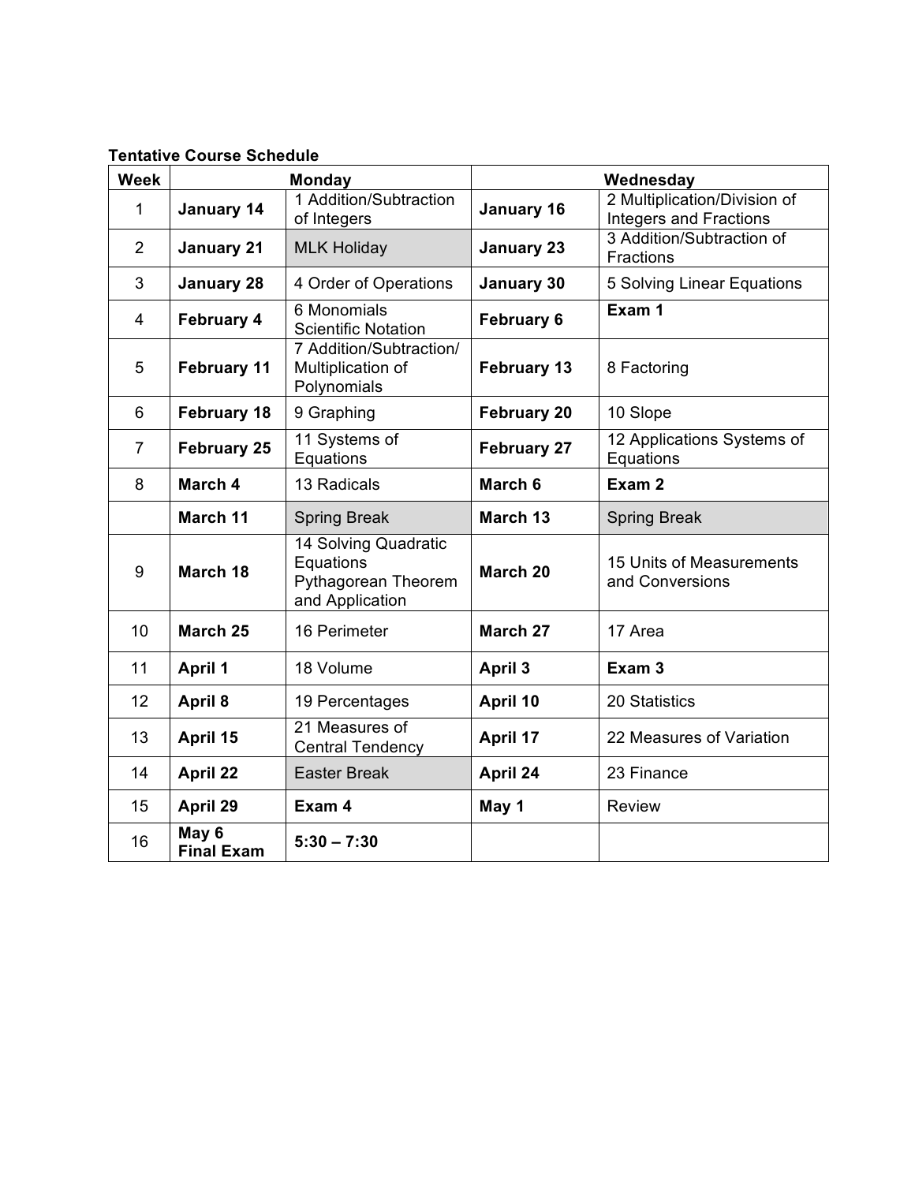**Tentative Course Schedule**

| Week | Monday | | Wednesday | |
|---|---|---|---|---|
| 1 | **January 14** | 1 Addition/Subtraction of Integers | **January 16** | 2 Multiplication/Division of Integers and Fractions |
| 2 | **January 21** | MLK Holiday | **January 23** | 3 Addition/Subtraction of Fractions |
| 3 | **January 28** | 4 Order of Operations | **January 30** | 5 Solving Linear Equations |
| 4 | **February 4** | 6 Monomials Scientific Notation | **February 6** | **Exam 1** |
| 5 | **February 11** | 7 Addition/Subtraction/ Multiplication of Polynomials | **February 13** | 8 Factoring |
| 6 | **February 18** | 9 Graphing | **February 20** | 10 Slope |
| 7 | **February 25** | 11 Systems of Equations | **February 27** | 12 Applications Systems of Equations |
| 8 | **March 4** | 13 Radicals | **March 6** | **Exam 2** |
| | **March 11** | Spring Break | **March 13** | Spring Break |
| 9 | **March 18** | 14 Solving Quadratic Equations Pythagorean Theorem and Application | **March 20** | 15 Units of Measurements and Conversions |
| 10 | **March 25** | 16 Perimeter | **March 27** | 17 Area |
| 11 | **April 1** | 18 Volume | **April 3** | **Exam 3** |
| 12 | **April 8** | 19 Percentages | **April 10** | 20 Statistics |
| 13 | **April 15** | 21 Measures of Central Tendency | **April 17** | 22 Measures of Variation |
| 14 | **April 22** | Easter Break | **April 24** | 23 Finance |
| 15 | **April 29** | **Exam 4** | **May 1** | Review |
| 16 | **May 6 Final Exam** | **5:30 – 7:30** | | |